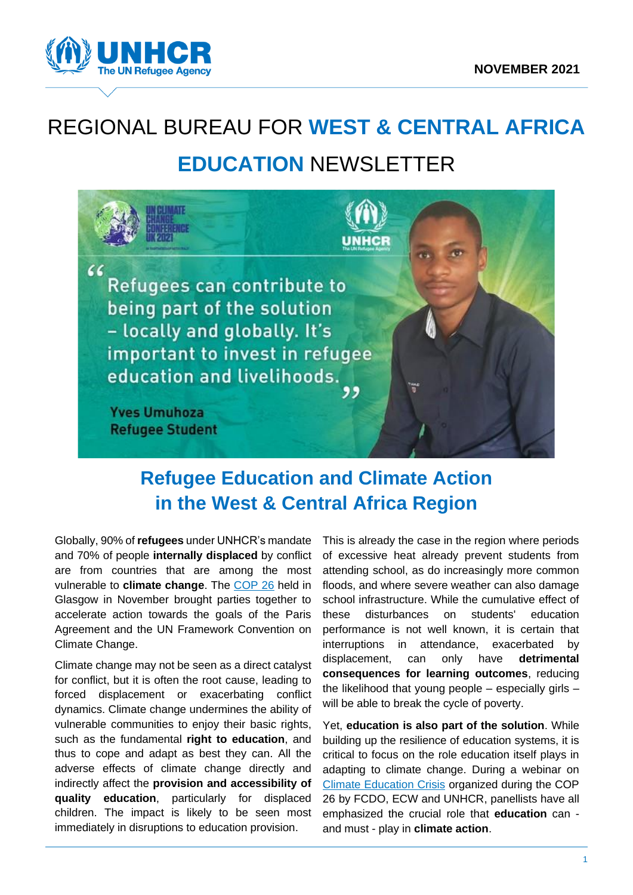NOVEMBER 2021

# REGIONAL BUREAU FOR WEST & CENTRAL AFRICA EDUCATION NEWSLETTER

"Refugees can contribute to being part of the solution – locally and globally. It's important to invest in refugee education and livelihoods."

Yves Umuhoza
Refugee Student

## Refugee Education and Climate Action in the West & Central Africa Region

Globally, 90% of **refugees** under UNHCR's mandate and 70% of people **internally displaced** by conflict are from countries that are among the most vulnerable to **climate change**. The [COP 26](COP 26) held in Glasgow in November brought parties together to accelerate action towards the goals of the Paris Agreement and the UN Framework Convention on Climate Change.

Climate change may not be seen as a direct catalyst for conflict, but it is often the root cause, leading to forced displacement or exacerbating conflict dynamics. Climate change undermines the ability of vulnerable communities to enjoy their basic rights, such as the fundamental **right to education**, and thus to cope and adapt as best they can. All the adverse effects of climate change directly and indirectly affect the **provision and accessibility of quality education**, particularly for displaced children. The impact is likely to be seen most immediately in disruptions to education provision.

This is already the case in the region where periods of excessive heat already prevent students from attending school, as do increasingly more common floods, and where severe weather can also damage school infrastructure. While the cumulative effect of these disturbances on students' education performance is not well known, it is certain that interruptions in attendance, exacerbated by displacement, can only have **detrimental consequences for learning outcomes**, reducing the likelihood that young people – especially girls – will be able to break the cycle of poverty.

Yet, **education is also part of the solution**. While building up the resilience of education systems, it is critical to focus on the role education itself plays in adapting to climate change. During a webinar on [Climate Education Crisis](Climate Education Crisis) organized during the COP 26 by FCDO, ECW and UNHCR, panellists have all emphasized the crucial role that **education** can - and must - play in **climate action**.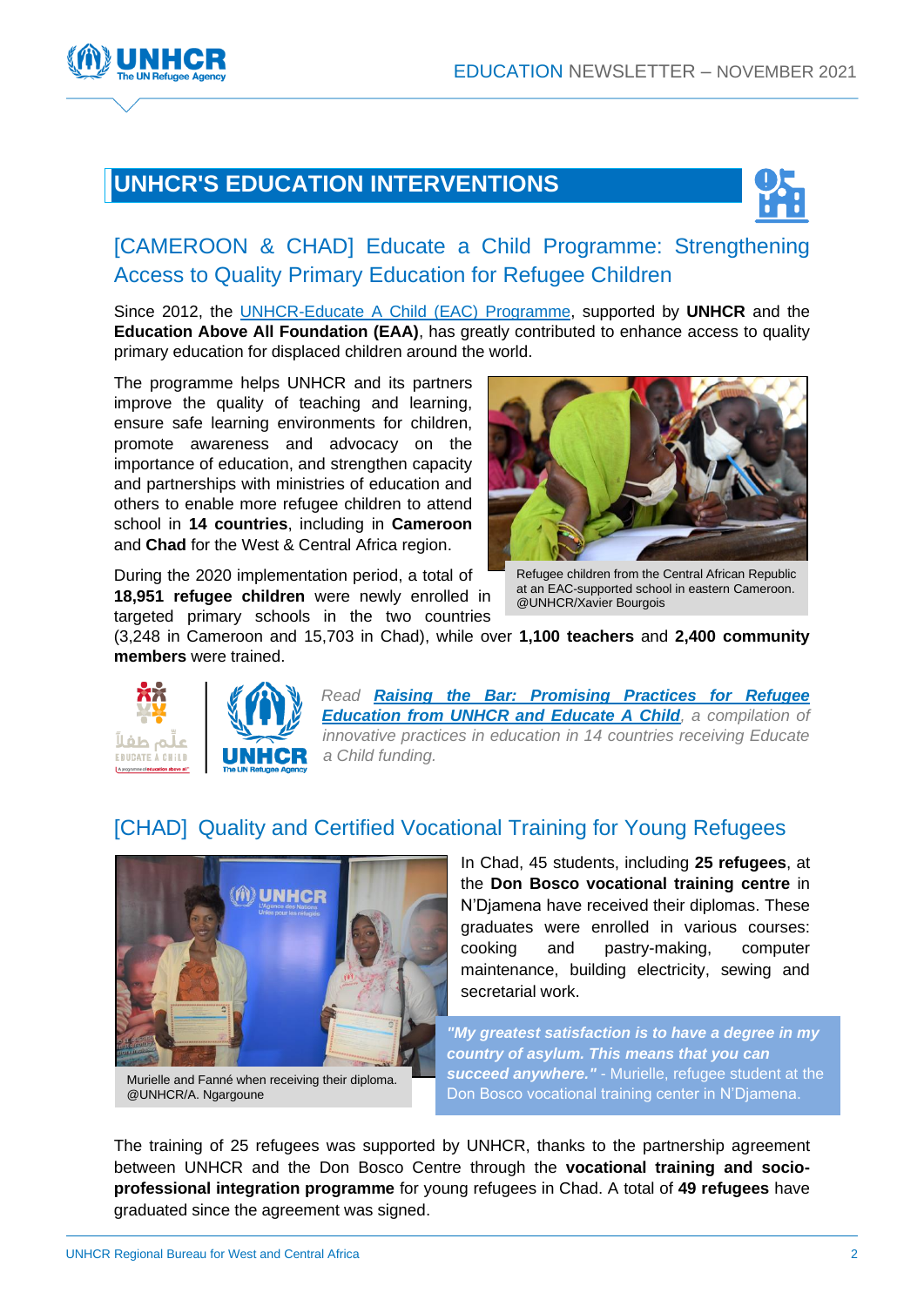## UNHCR'S EDUCATION INTERVENTIONS

### [CAMEROON & CHAD] Educate a Child Programme: Strengthening Access to Quality Primary Education for Refugee Children

Since 2012, the UNHCR-Educate A Child (EAC) Programme, supported by **UNHCR** and the **Education Above All Foundation (EAA)**, has greatly contributed to enhance access to quality primary education for displaced children around the world.

The programme helps UNHCR and its partners improve the quality of teaching and learning, ensure safe learning environments for children, promote awareness and advocacy on the importance of education, and strengthen capacity and partnerships with ministries of education and others to enable more refugee children to attend school in **14 countries**, including in **Cameroon** and **Chad** for the West & Central Africa region.

Refugee children from the Central African Republic at an EAC-supported school in eastern Cameroon. @UNHCR/Xavier Bourgois

During the 2020 implementation period, a total of **18,951 refugee children** were newly enrolled in targeted primary schools in the two countries (3,248 in Cameroon and 15,703 in Chad), while over **1,100 teachers** and **2,400 community members** were trained.

*Read **Raising the Bar: Promising Practices for Refugee Education from UNHCR and Educate A Child**, a compilation of innovative practices in education in 14 countries receiving Educate a Child funding.*

### [CHAD] Quality and Certified Vocational Training for Young Refugees

In Chad, 45 students, including **25 refugees**, at the **Don Bosco vocational training centre** in N'Djamena have received their diplomas. These graduates were enrolled in various courses: cooking and pastry-making, computer maintenance, building electricity, sewing and secretarial work.

Murielle and Fanné when receiving their diploma. @UNHCR/A. Ngargoune

***"My greatest satisfaction is to have a degree in my country of asylum. This means that you can succeed anywhere."*** - Murielle, refugee student at the Don Bosco vocational training center in N'Djamena.

The training of 25 refugees was supported by UNHCR, thanks to the partnership agreement between UNHCR and the Don Bosco Centre through the **vocational training and socio-professional integration programme** for young refugees in Chad. A total of **49 refugees** have graduated since the agreement was signed.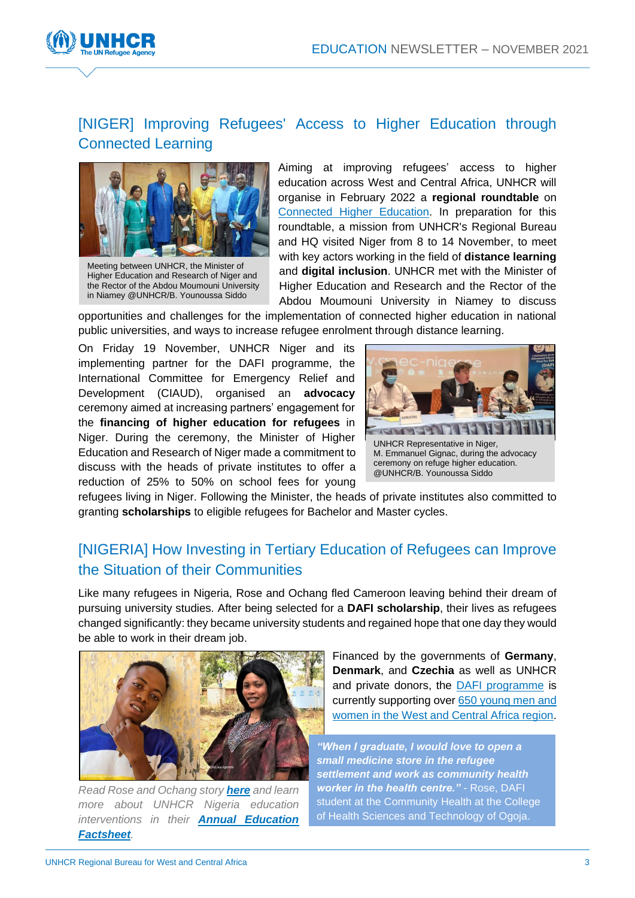## [NIGER] Improving Refugees' Access to Higher Education through Connected Learning

Meeting between UNHCR, the Minister of Higher Education and Research of Niger and the Rector of the Abdou Moumouni University in Niamey @UNHCR/B. Younoussa Siddo

Aiming at improving refugees' access to higher education across West and Central Africa, UNHCR will organise in February 2022 a **regional roundtable** on Connected Higher Education. In preparation for this roundtable, a mission from UNHCR's Regional Bureau and HQ visited Niger from 8 to 14 November, to meet with key actors working in the field of **distance learning** and **digital inclusion**. UNHCR met with the Minister of Higher Education and Research and the Rector of the Abdou Moumouni University in Niamey to discuss opportunities and challenges for the implementation of connected higher education in national public universities, and ways to increase refugee enrolment through distance learning.

On Friday 19 November, UNHCR Niger and its implementing partner for the DAFI programme, the International Committee for Emergency Relief and Development (CIAUD), organised an **advocacy** ceremony aimed at increasing partners' engagement for the **financing of higher education for refugees** in Niger. During the ceremony, the Minister of Higher Education and Research of Niger made a commitment to discuss with the heads of private institutes to offer a reduction of 25% to 50% on school fees for young refugees living in Niger. Following the Minister, the heads of private institutes also committed to granting **scholarships** to eligible refugees for Bachelor and Master cycles.

UNHCR Representative in Niger, M. Emmanuel Gignac, during the advocacy ceremony on refuge higher education. @UNHCR/B. Younoussa Siddo

## [NIGERIA] How Investing in Tertiary Education of Refugees can Improve the Situation of their Communities

Like many refugees in Nigeria, Rose and Ochang fled Cameroon leaving behind their dream of pursuing university studies. After being selected for a **DAFI scholarship**, their lives as refugees changed significantly: they became university students and regained hope that one day they would be able to work in their dream job.

Financed by the governments of **Germany**, **Denmark**, and **Czechia** as well as UNHCR and private donors, the DAFI programme is currently supporting over 650 young men and women in the West and Central Africa region.

***"When I graduate, I would love to open a small medicine store in the refugee settlement and work as community health worker in the health centre."*** - Rose, DAFI student at the Community Health at the College of Health Sciences and Technology of Ogoja.

*Read Rose and Ochang story* ***here*** *and learn more about UNHCR Nigeria education interventions in their* ***Annual Education Factsheet****.*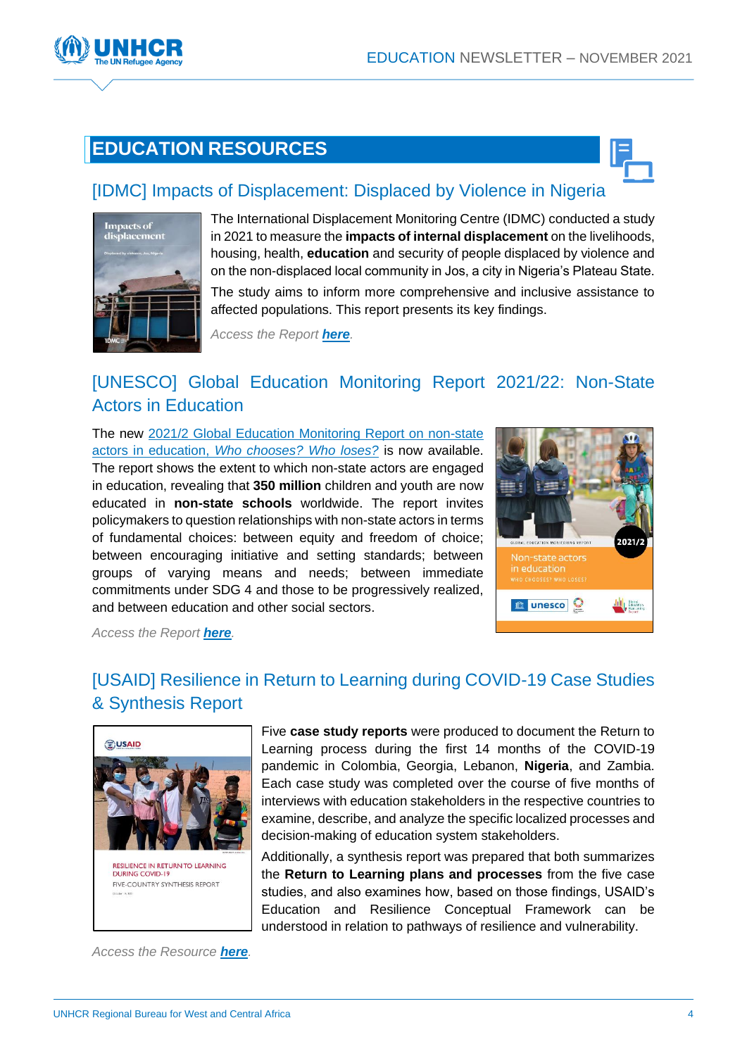# EDUCATION RESOURCES

## [IDMC] Impacts of Displacement: Displaced by Violence in Nigeria

The International Displacement Monitoring Centre (IDMC) conducted a study in 2021 to measure the **impacts of internal displacement** on the livelihoods, housing, health, **education** and security of people displaced by violence and on the non-displaced local community in Jos, a city in Nigeria's Plateau State.

The study aims to inform more comprehensive and inclusive assistance to affected populations. This report presents its key findings.

*Access the Report **here**.*

## [UNESCO] Global Education Monitoring Report 2021/22: Non-State Actors in Education

The new 2021/2 Global Education Monitoring Report on non-state actors in education, *Who chooses? Who loses?* is now available. The report shows the extent to which non-state actors are engaged in education, revealing that **350 million** children and youth are now educated in **non-state schools** worldwide. The report invites policymakers to question relationships with non-state actors in terms of fundamental choices: between equity and freedom of choice; between encouraging initiative and setting standards; between groups of varying means and needs; between immediate commitments under SDG 4 and those to be progressively realized, and between education and other social sectors.

*Access the Report **here**.*

## [USAID] Resilience in Return to Learning during COVID-19 Case Studies & Synthesis Report

Five **case study reports** were produced to document the Return to Learning process during the first 14 months of the COVID-19 pandemic in Colombia, Georgia, Lebanon, **Nigeria**, and Zambia. Each case study was completed over the course of five months of interviews with education stakeholders in the respective countries to examine, describe, and analyze the specific localized processes and decision-making of education system stakeholders.

Additionally, a synthesis report was prepared that both summarizes the **Return to Learning plans and processes** from the five case studies, and also examines how, based on those findings, USAID's Education and Resilience Conceptual Framework can be understood in relation to pathways of resilience and vulnerability.

*Access the Resource **here**.*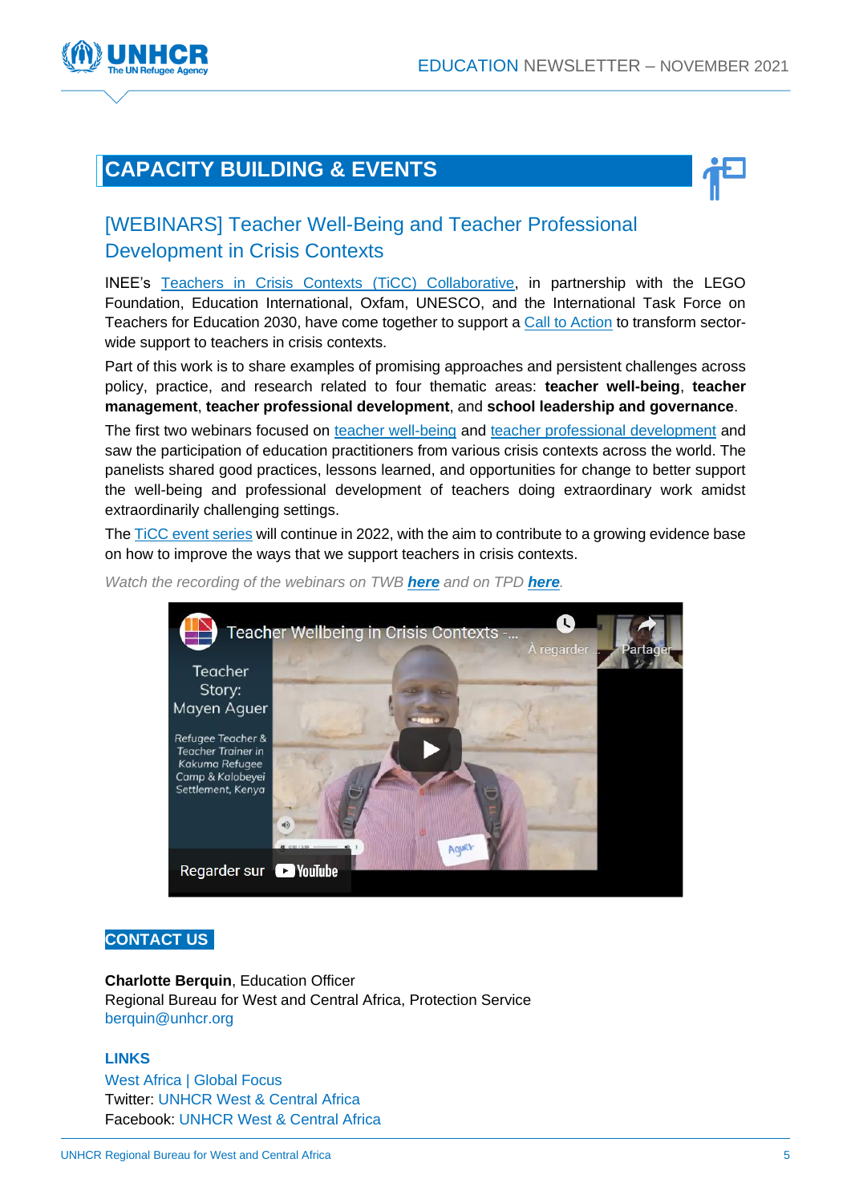## CAPACITY BUILDING & EVENTS

### [WEBINARS] Teacher Well-Being and Teacher Professional Development in Crisis Contexts

INEE's Teachers in Crisis Contexts (TiCC) Collaborative, in partnership with the LEGO Foundation, Education International, Oxfam, UNESCO, and the International Task Force on Teachers for Education 2030, have come together to support a Call to Action to transform sector-wide support to teachers in crisis contexts.

Part of this work is to share examples of promising approaches and persistent challenges across policy, practice, and research related to four thematic areas: **teacher well-being**, **teacher management**, **teacher professional development**, and **school leadership and governance**.

The first two webinars focused on teacher well-being and teacher professional development and saw the participation of education practitioners from various crisis contexts across the world. The panelists shared good practices, lessons learned, and opportunities for change to better support the well-being and professional development of teachers doing extraordinary work amidst extraordinarily challenging settings.

The TiCC event series will continue in 2022, with the aim to contribute to a growing evidence base on how to improve the ways that we support teachers in crisis contexts.

*Watch the recording of the webinars on TWB **here** and on TPD **here**.*

### CONTACT US

**Charlotte Berquin**, Education Officer
Regional Bureau for West and Central Africa, Protection Service
berquin@unhcr.org

### LINKS

West Africa | Global Focus
Twitter: UNHCR West & Central Africa
Facebook: UNHCR West & Central Africa